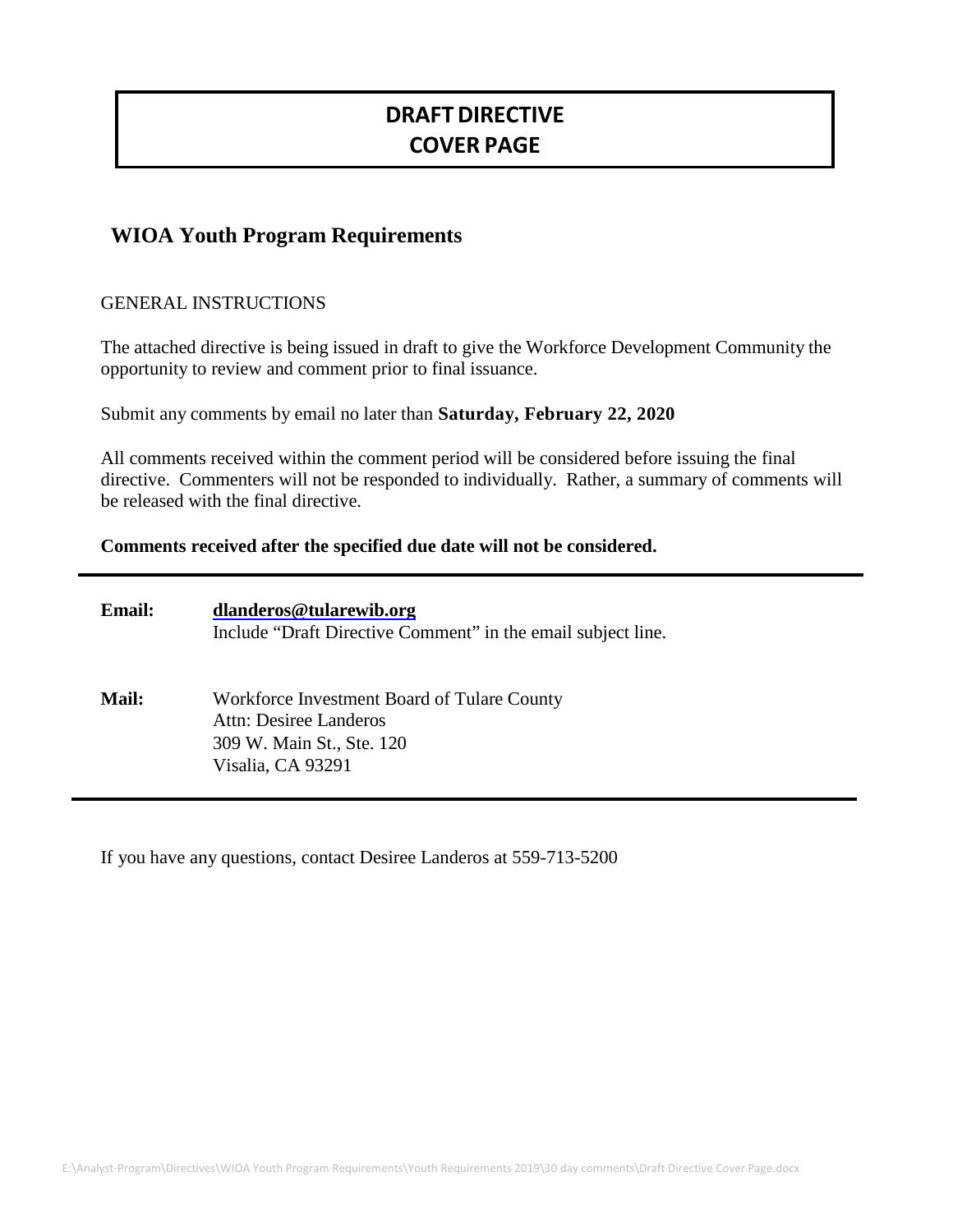# DRAFT DIRECTIVE
# COVER PAGE

## WIOA Youth Program Requirements

GENERAL INSTRUCTIONS

The attached directive is being issued in draft to give the Workforce Development Community the opportunity to review and comment prior to final issuance.

Submit any comments by email no later than **Saturday, February 22, 2020**

All comments received within the comment period will be considered before issuing the final directive. Commenters will not be responded to individually. Rather, a summary of comments will be released with the final directive.

**Comments received after the specified due date will not be considered.**

---

**Email:** **dlanderos@tularewib.org**
Include "Draft Directive Comment" in the email subject line.

**Mail:** Workforce Investment Board of Tulare County
Attn: Desiree Landeros
309 W. Main St., Ste. 120
Visalia, CA 93291

---

If you have any questions, contact Desiree Landeros at 559-713-5200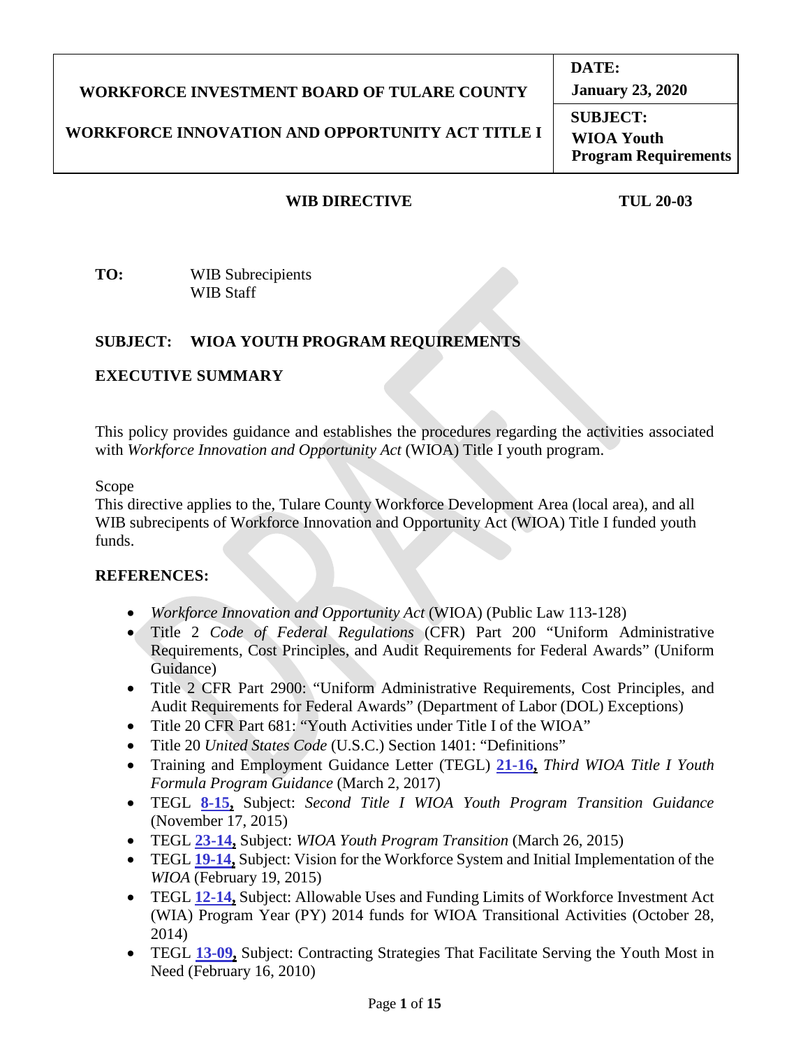| WORKFORCE INVESTMENT BOARD OF TULARE COUNTY<br><br>WORKFORCE INNOVATION AND OPPORTUNITY ACT TITLE I | **DATE:**<br>**January 23, 2020** |
|---|---|
| | **SUBJECT:**<br>**WIOA Youth Program Requirements** |

**WIB DIRECTIVE** **TUL 20-03**

**TO:** WIB Subrecipients
WIB Staff

**SUBJECT: WIOA YOUTH PROGRAM REQUIREMENTS**

**EXECUTIVE SUMMARY**

This policy provides guidance and establishes the procedures regarding the activities associated with *Workforce Innovation and Opportunity Act* (WIOA) Title I youth program.

Scope

This directive applies to the, Tulare County Workforce Development Area (local area), and all WIB subrecipients of Workforce Innovation and Opportunity Act (WIOA) Title I funded youth funds.

**REFERENCES:**

- *Workforce Innovation and Opportunity Act* (WIOA) (Public Law 113-128)
- Title 2 *Code of Federal Regulations* (CFR) Part 200 "Uniform Administrative Requirements, Cost Principles, and Audit Requirements for Federal Awards" (Uniform Guidance)
- Title 2 CFR Part 2900: "Uniform Administrative Requirements, Cost Principles, and Audit Requirements for Federal Awards" (Department of Labor (DOL) Exceptions)
- Title 20 CFR Part 681: "Youth Activities under Title I of the WIOA"
- Title 20 *United States Code* (U.S.C.) Section 1401: "Definitions"
- Training and Employment Guidance Letter (TEGL) **21-16,** *Third WIOA Title I Youth Formula Program Guidance* (March 2, 2017)
- TEGL **8-15,** Subject: *Second Title I WIOA Youth Program Transition Guidance* (November 17, 2015)
- TEGL **23-14,** Subject: *WIOA Youth Program Transition* (March 26, 2015)
- TEGL **19-14,** Subject: Vision for the Workforce System and Initial Implementation of the *WIOA* (February 19, 2015)
- TEGL **12-14,** Subject: Allowable Uses and Funding Limits of Workforce Investment Act (WIA) Program Year (PY) 2014 funds for WIOA Transitional Activities (October 28, 2014)
- TEGL **13-09,** Subject: Contracting Strategies That Facilitate Serving the Youth Most in Need (February 16, 2010)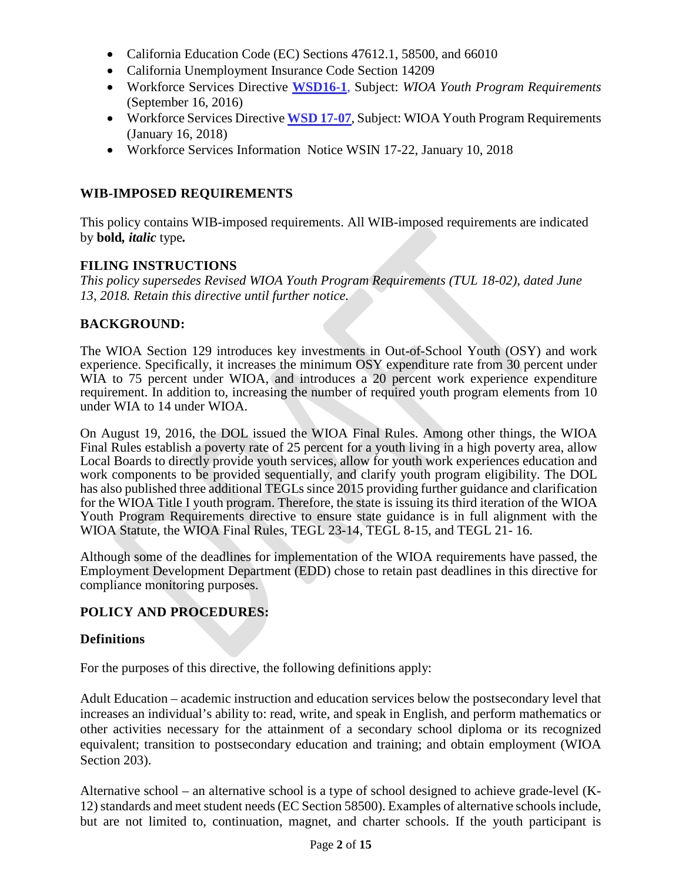- California Education Code (EC) Sections 47612.1, 58500, and 66010
- California Unemployment Insurance Code Section 14209
- Workforce Services Directive **WSD16-1**, Subject: *WIOA Youth Program Requirements* (September 16, 2016)
- Workforce Services Directive **WSD 17-07**, Subject: WIOA Youth Program Requirements (January 16, 2018)
- Workforce Services Information Notice WSIN 17-22, January 10, 2018

## WIB-IMPOSED REQUIREMENTS

This policy contains WIB-imposed requirements. All WIB-imposed requirements are indicated by **bold, *italic*** type**.**

## FILING INSTRUCTIONS

*This policy supersedes Revised WIOA Youth Program Requirements (TUL 18-02), dated June 13, 2018. Retain this directive until further notice.*

## BACKGROUND:

The WIOA Section 129 introduces key investments in Out-of-School Youth (OSY) and work experience. Specifically, it increases the minimum OSY expenditure rate from 30 percent under WIA to 75 percent under WIOA, and introduces a 20 percent work experience expenditure requirement. In addition to, increasing the number of required youth program elements from 10 under WIA to 14 under WIOA.

On August 19, 2016, the DOL issued the WIOA Final Rules. Among other things, the WIOA Final Rules establish a poverty rate of 25 percent for a youth living in a high poverty area, allow Local Boards to directly provide youth services, allow for youth work experiences education and work components to be provided sequentially, and clarify youth program eligibility. The DOL has also published three additional TEGLs since 2015 providing further guidance and clarification for the WIOA Title I youth program. Therefore, the state is issuing its third iteration of the WIOA Youth Program Requirements directive to ensure state guidance is in full alignment with the WIOA Statute, the WIOA Final Rules, TEGL 23-14, TEGL 8-15, and TEGL 21- 16.

Although some of the deadlines for implementation of the WIOA requirements have passed, the Employment Development Department (EDD) chose to retain past deadlines in this directive for compliance monitoring purposes.

## POLICY AND PROCEDURES:

### Definitions

For the purposes of this directive, the following definitions apply:

Adult Education – academic instruction and education services below the postsecondary level that increases an individual's ability to: read, write, and speak in English, and perform mathematics or other activities necessary for the attainment of a secondary school diploma or its recognized equivalent; transition to postsecondary education and training; and obtain employment (WIOA Section 203).

Alternative school – an alternative school is a type of school designed to achieve grade-level (K-12) standards and meet student needs (EC Section 58500). Examples of alternative schools include, but are not limited to, continuation, magnet, and charter schools. If the youth participant is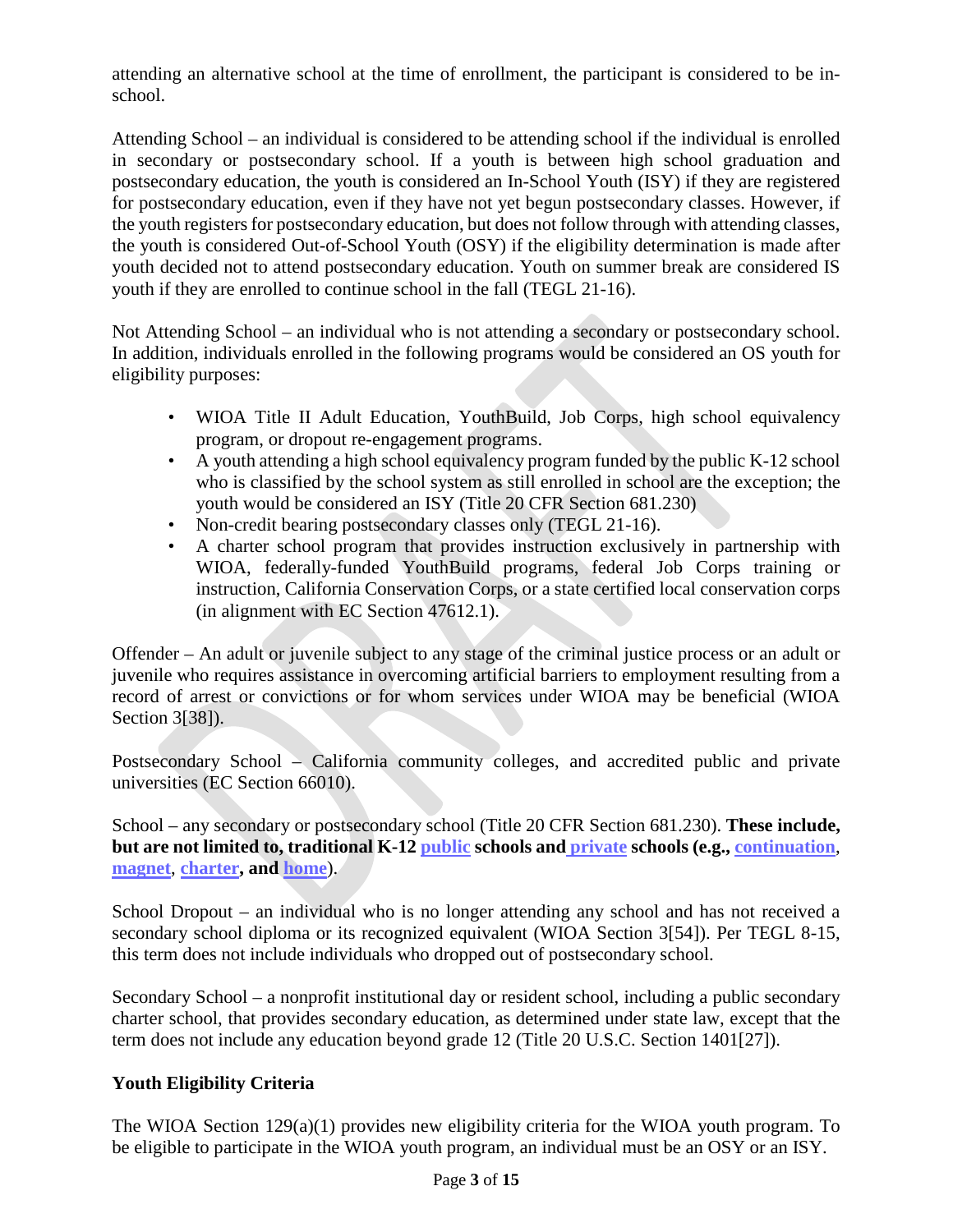attending an alternative school at the time of enrollment, the participant is considered to be in-school.

Attending School – an individual is considered to be attending school if the individual is enrolled in secondary or postsecondary school. If a youth is between high school graduation and postsecondary education, the youth is considered an In-School Youth (ISY) if they are registered for postsecondary education, even if they have not yet begun postsecondary classes. However, if the youth registers for postsecondary education, but does not follow through with attending classes, the youth is considered Out-of-School Youth (OSY) if the eligibility determination is made after youth decided not to attend postsecondary education. Youth on summer break are considered IS youth if they are enrolled to continue school in the fall (TEGL 21-16).

Not Attending School – an individual who is not attending a secondary or postsecondary school. In addition, individuals enrolled in the following programs would be considered an OS youth for eligibility purposes:

- WIOA Title II Adult Education, YouthBuild, Job Corps, high school equivalency program, or dropout re-engagement programs.
- A youth attending a high school equivalency program funded by the public K-12 school who is classified by the school system as still enrolled in school are the exception; the youth would be considered an ISY (Title 20 CFR Section 681.230)
- Non-credit bearing postsecondary classes only (TEGL 21-16).
- A charter school program that provides instruction exclusively in partnership with WIOA, federally-funded YouthBuild programs, federal Job Corps training or instruction, California Conservation Corps, or a state certified local conservation corps (in alignment with EC Section 47612.1).

Offender – An adult or juvenile subject to any stage of the criminal justice process or an adult or juvenile who requires assistance in overcoming artificial barriers to employment resulting from a record of arrest or convictions or for whom services under WIOA may be beneficial (WIOA Section 3[38]).

Postsecondary School – California community colleges, and accredited public and private universities (EC Section 66010).

School – any secondary or postsecondary school (Title 20 CFR Section 681.230). **These include, but are not limited to, traditional K-12 public schools and private schools (e.g., continuation, magnet, charter, and home).**

School Dropout – an individual who is no longer attending any school and has not received a secondary school diploma or its recognized equivalent (WIOA Section 3[54]). Per TEGL 8-15, this term does not include individuals who dropped out of postsecondary school.

Secondary School – a nonprofit institutional day or resident school, including a public secondary charter school, that provides secondary education, as determined under state law, except that the term does not include any education beyond grade 12 (Title 20 U.S.C. Section 1401[27]).

### Youth Eligibility Criteria

The WIOA Section 129(a)(1) provides new eligibility criteria for the WIOA youth program. To be eligible to participate in the WIOA youth program, an individual must be an OSY or an ISY.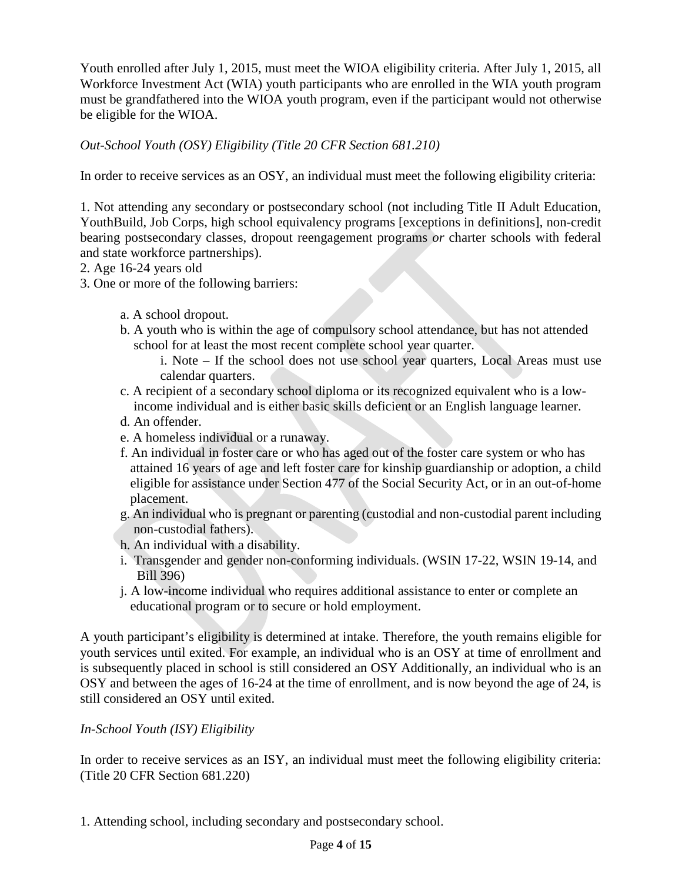Youth enrolled after July 1, 2015, must meet the WIOA eligibility criteria. After July 1, 2015, all Workforce Investment Act (WIA) youth participants who are enrolled in the WIA youth program must be grandfathered into the WIOA youth program, even if the participant would not otherwise be eligible for the WIOA.

*Out-School Youth (OSY) Eligibility (Title 20 CFR Section 681.210)*

In order to receive services as an OSY, an individual must meet the following eligibility criteria:

1. Not attending any secondary or postsecondary school (not including Title II Adult Education, YouthBuild, Job Corps, high school equivalency programs [exceptions in definitions], non-credit bearing postsecondary classes, dropout reengagement programs *or* charter schools with federal and state workforce partnerships).
2. Age 16-24 years old
3. One or more of the following barriers:

   a. A school dropout.
   b. A youth who is within the age of compulsory school attendance, but has not attended school for at least the most recent complete school year quarter.
      i. Note – If the school does not use school year quarters, Local Areas must use calendar quarters.
   c. A recipient of a secondary school diploma or its recognized equivalent who is a low-income individual and is either basic skills deficient or an English language learner.
   d. An offender.
   e. A homeless individual or a runaway.
   f. An individual in foster care or who has aged out of the foster care system or who has attained 16 years of age and left foster care for kinship guardianship or adoption, a child eligible for assistance under Section 477 of the Social Security Act, or in an out-of-home placement.
   g. An individual who is pregnant or parenting (custodial and non-custodial parent including non-custodial fathers).
   h. An individual with a disability.
   i. Transgender and gender non-conforming individuals. (WSIN 17-22, WSIN 19-14, and Bill 396)
   j. A low-income individual who requires additional assistance to enter or complete an educational program or to secure or hold employment.

A youth participant's eligibility is determined at intake. Therefore, the youth remains eligible for youth services until exited. For example, an individual who is an OSY at time of enrollment and is subsequently placed in school is still considered an OSY Additionally, an individual who is an OSY and between the ages of 16-24 at the time of enrollment, and is now beyond the age of 24, is still considered an OSY until exited.

*In-School Youth (ISY) Eligibility*

In order to receive services as an ISY, an individual must meet the following eligibility criteria: (Title 20 CFR Section 681.220)

1. Attending school, including secondary and postsecondary school.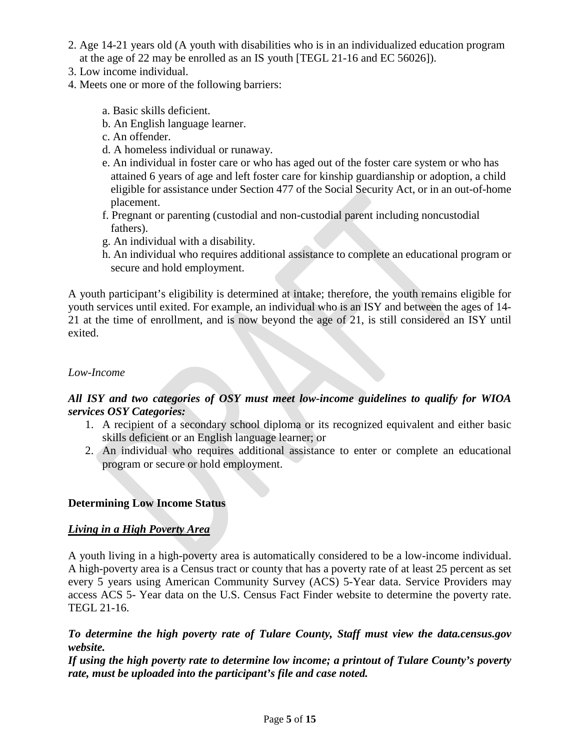2. Age 14-21 years old (A youth with disabilities who is in an individualized education program at the age of 22 may be enrolled as an IS youth [TEGL 21-16 and EC 56026]).
3. Low income individual.
4. Meets one or more of the following barriers:

   a. Basic skills deficient.
   b. An English language learner.
   c. An offender.
   d. A homeless individual or runaway.
   e. An individual in foster care or who has aged out of the foster care system or who has attained 6 years of age and left foster care for kinship guardianship or adoption, a child eligible for assistance under Section 477 of the Social Security Act, or in an out-of-home placement.
   f. Pregnant or parenting (custodial and non-custodial parent including noncustodial fathers).
   g. An individual with a disability.
   h. An individual who requires additional assistance to complete an educational program or secure and hold employment.

A youth participant's eligibility is determined at intake; therefore, the youth remains eligible for youth services until exited. For example, an individual who is an ISY and between the ages of 14-21 at the time of enrollment, and is now beyond the age of 21, is still considered an ISY until exited.

*Low-Income*

***All ISY and two categories of OSY must meet low-income guidelines to qualify for WIOA services OSY Categories:***

1. A recipient of a secondary school diploma or its recognized equivalent and either basic skills deficient or an English language learner; or
2. An individual who requires additional assistance to enter or complete an educational program or secure or hold employment.

**Determining Low Income Status**

***<u>Living in a High Poverty Area</u>***

A youth living in a high-poverty area is automatically considered to be a low-income individual. A high-poverty area is a Census tract or county that has a poverty rate of at least 25 percent as set every 5 years using American Community Survey (ACS) 5-Year data. Service Providers may access ACS 5- Year data on the U.S. Census Fact Finder website to determine the poverty rate. TEGL 21-16.

***To determine the high poverty rate of Tulare County, Staff must view the data.census.gov website.***
***If using the high poverty rate to determine low income; a printout of Tulare County's poverty rate, must be uploaded into the participant's file and case noted.***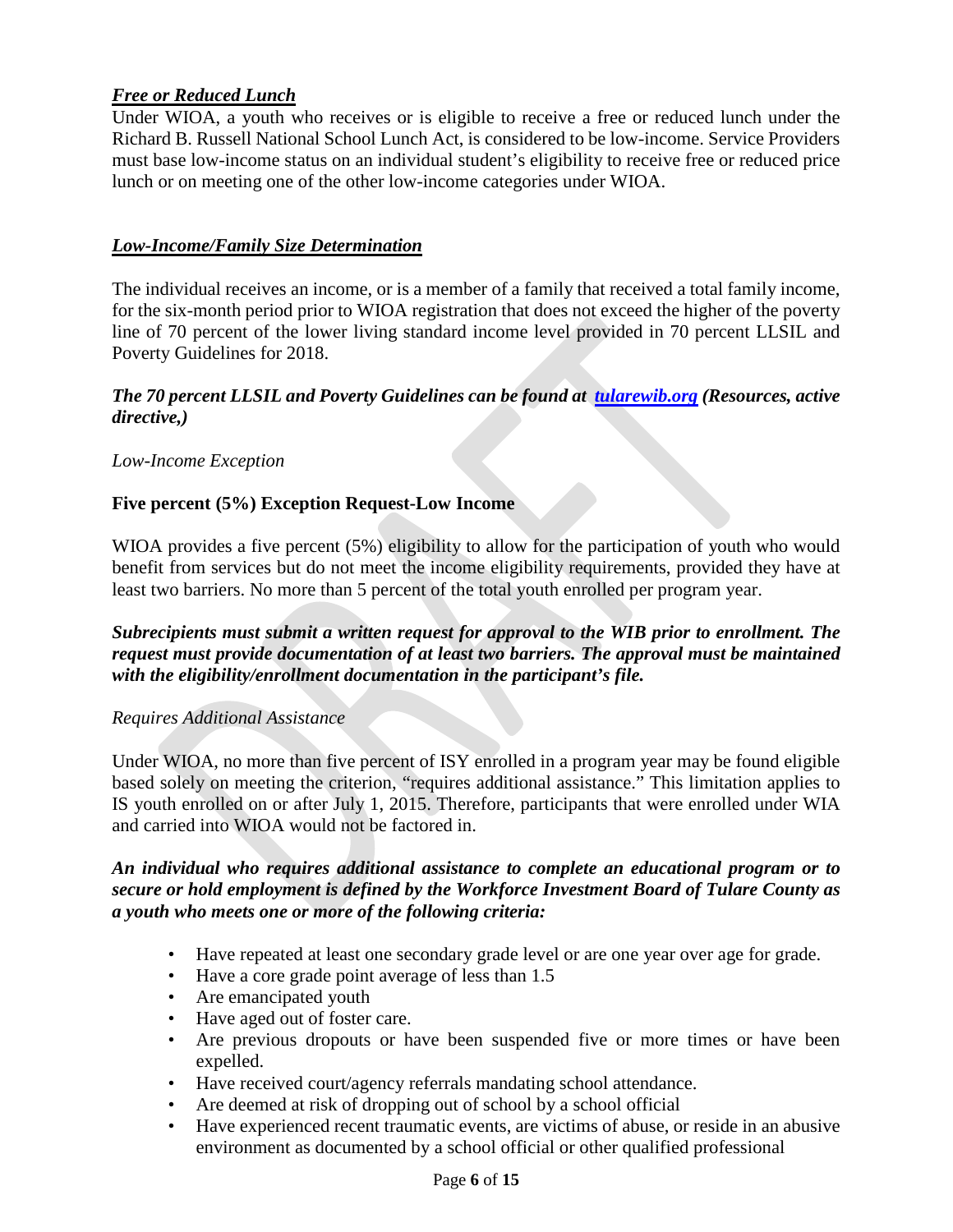***Free or Reduced Lunch***

Under WIOA, a youth who receives or is eligible to receive a free or reduced lunch under the Richard B. Russell National School Lunch Act, is considered to be low-income. Service Providers must base low-income status on an individual student's eligibility to receive free or reduced price lunch or on meeting one of the other low-income categories under WIOA.

***Low-Income/Family Size Determination***

The individual receives an income, or is a member of a family that received a total family income, for the six-month period prior to WIOA registration that does not exceed the higher of the poverty line of 70 percent of the lower living standard income level provided in 70 percent LLSIL and Poverty Guidelines for 2018.

***The 70 percent LLSIL and Poverty Guidelines can be found at [tularewib.org](tularewib.org) (Resources, active directive,)***

*Low-Income Exception*

**Five percent (5%) Exception Request-Low Income**

WIOA provides a five percent (5%) eligibility to allow for the participation of youth who would benefit from services but do not meet the income eligibility requirements, provided they have at least two barriers. No more than 5 percent of the total youth enrolled per program year.

***Subrecipients must submit a written request for approval to the WIB prior to enrollment. The request must provide documentation of at least two barriers. The approval must be maintained with the eligibility/enrollment documentation in the participant's file.***

*Requires Additional Assistance*

Under WIOA, no more than five percent of ISY enrolled in a program year may be found eligible based solely on meeting the criterion, "requires additional assistance." This limitation applies to IS youth enrolled on or after July 1, 2015. Therefore, participants that were enrolled under WIA and carried into WIOA would not be factored in.

***An individual who requires additional assistance to complete an educational program or to secure or hold employment is defined by the Workforce Investment Board of Tulare County as a youth who meets one or more of the following criteria:***

- Have repeated at least one secondary grade level or are one year over age for grade.
- Have a core grade point average of less than 1.5
- Are emancipated youth
- Have aged out of foster care.
- Are previous dropouts or have been suspended five or more times or have been expelled.
- Have received court/agency referrals mandating school attendance.
- Are deemed at risk of dropping out of school by a school official
- Have experienced recent traumatic events, are victims of abuse, or reside in an abusive environment as documented by a school official or other qualified professional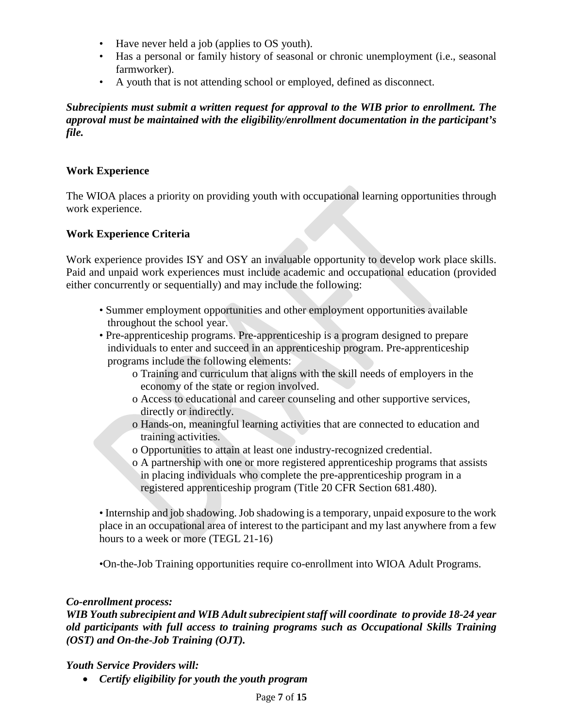- Have never held a job (applies to OS youth).
- Has a personal or family history of seasonal or chronic unemployment (i.e., seasonal farmworker).
- A youth that is not attending school or employed, defined as disconnect.

***Subrecipients must submit a written request for approval to the WIB prior to enrollment. The approval must be maintained with the eligibility/enrollment documentation in the participant's file.***

**Work Experience**

The WIOA places a priority on providing youth with occupational learning opportunities through work experience.

**Work Experience Criteria**

Work experience provides ISY and OSY an invaluable opportunity to develop work place skills. Paid and unpaid work experiences must include academic and occupational education (provided either concurrently or sequentially) and may include the following:

- Summer employment opportunities and other employment opportunities available throughout the school year.
- Pre-apprenticeship programs. Pre-apprenticeship is a program designed to prepare individuals to enter and succeed in an apprenticeship program. Pre-apprenticeship programs include the following elements:
  - Training and curriculum that aligns with the skill needs of employers in the economy of the state or region involved.
  - Access to educational and career counseling and other supportive services, directly or indirectly.
  - Hands-on, meaningful learning activities that are connected to education and training activities.
  - Opportunities to attain at least one industry-recognized credential.
  - A partnership with one or more registered apprenticeship programs that assists in placing individuals who complete the pre-apprenticeship program in a registered apprenticeship program (Title 20 CFR Section 681.480).
- Internship and job shadowing. Job shadowing is a temporary, unpaid exposure to the work place in an occupational area of interest to the participant and my last anywhere from a few hours to a week or more (TEGL 21-16)
- On-the-Job Training opportunities require co-enrollment into WIOA Adult Programs.

*Co-enrollment process:*

***WIB Youth subrecipient and WIB Adult subrecipient staff will coordinate to provide 18-24 year old participants with full access to training programs such as Occupational Skills Training (OST) and On-the-Job Training (OJT).***

*Youth Service Providers will:*

- ***Certify eligibility for youth the youth program***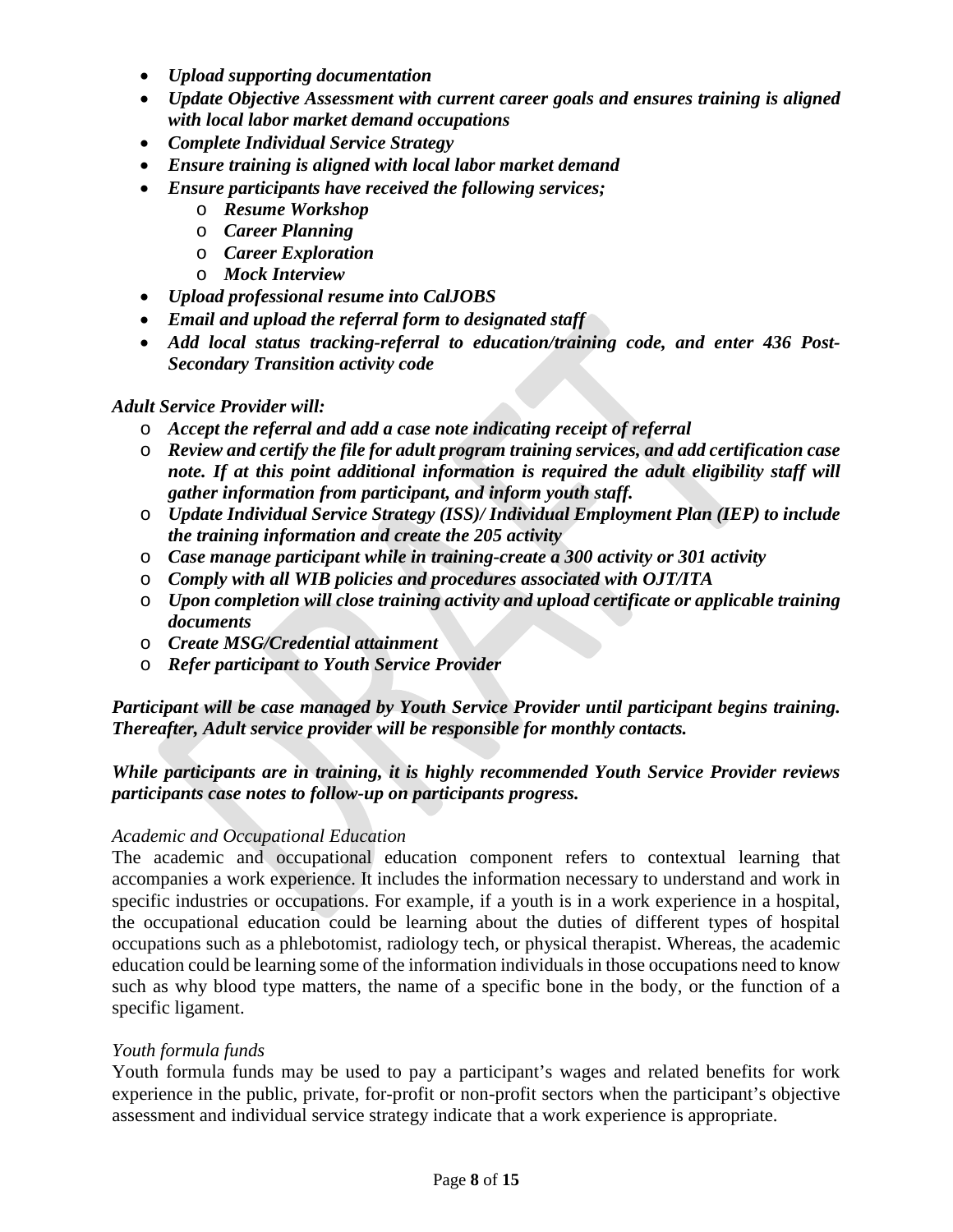- ***Upload supporting documentation***
- ***Update Objective Assessment with current career goals and ensures training is aligned with local labor market demand occupations***
- ***Complete Individual Service Strategy***
- ***Ensure training is aligned with local labor market demand***
- ***Ensure participants have received the following services;***
  - ***Resume Workshop***
  - ***Career Planning***
  - ***Career Exploration***
  - ***Mock Interview***
- ***Upload professional resume into CalJOBS***
- ***Email and upload the referral form to designated staff***
- ***Add local status tracking-referral to education/training code, and enter 436 Post-Secondary Transition activity code***

*Adult Service Provider will:*

- ***Accept the referral and add a case note indicating receipt of referral***
- ***Review and certify the file for adult program training services, and add certification case note. If at this point additional information is required the adult eligibility staff will gather information from participant, and inform youth staff.***
- ***Update Individual Service Strategy (ISS)/ Individual Employment Plan (IEP) to include the training information and create the 205 activity***
- ***Case manage participant while in training-create a 300 activity or 301 activity***
- ***Comply with all WIB policies and procedures associated with OJT/ITA***
- ***Upon completion will close training activity and upload certificate or applicable training documents***
- ***Create MSG/Credential attainment***
- ***Refer participant to Youth Service Provider***

***Participant will be case managed by Youth Service Provider until participant begins training. Thereafter, Adult service provider will be responsible for monthly contacts.***

***While participants are in training, it is highly recommended Youth Service Provider reviews participants case notes to follow-up on participants progress.***

*Academic and Occupational Education*

The academic and occupational education component refers to contextual learning that accompanies a work experience. It includes the information necessary to understand and work in specific industries or occupations. For example, if a youth is in a work experience in a hospital, the occupational education could be learning about the duties of different types of hospital occupations such as a phlebotomist, radiology tech, or physical therapist. Whereas, the academic education could be learning some of the information individuals in those occupations need to know such as why blood type matters, the name of a specific bone in the body, or the function of a specific ligament.

*Youth formula funds*

Youth formula funds may be used to pay a participant's wages and related benefits for work experience in the public, private, for-profit or non-profit sectors when the participant's objective assessment and individual service strategy indicate that a work experience is appropriate.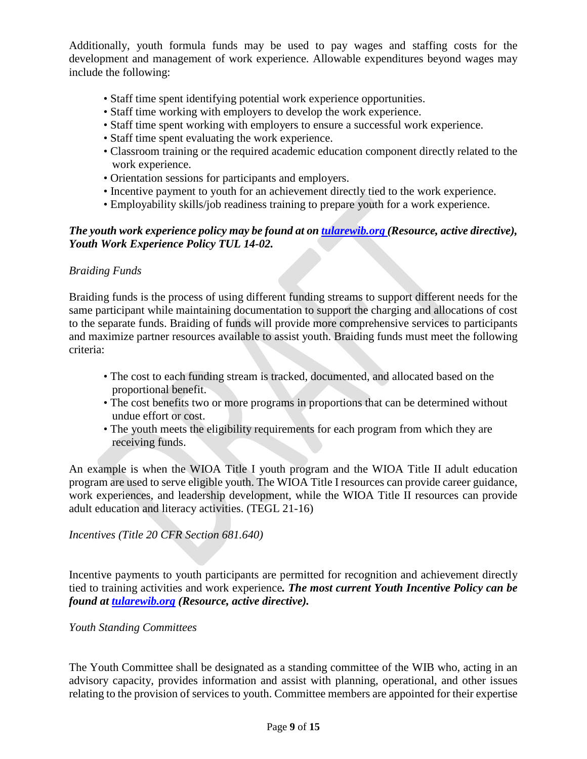Additionally, youth formula funds may be used to pay wages and staffing costs for the development and management of work experience. Allowable expenditures beyond wages may include the following:

- Staff time spent identifying potential work experience opportunities.
- Staff time working with employers to develop the work experience.
- Staff time spent working with employers to ensure a successful work experience.
- Staff time spent evaluating the work experience.
- Classroom training or the required academic education component directly related to the work experience.
- Orientation sessions for participants and employers.
- Incentive payment to youth for an achievement directly tied to the work experience.
- Employability skills/job readiness training to prepare youth for a work experience.

***The youth work experience policy may be found at on [tularewib.org](tularewib.org) (Resource, active directive), Youth Work Experience Policy TUL 14-02.***

*Braiding Funds*

Braiding funds is the process of using different funding streams to support different needs for the same participant while maintaining documentation to support the charging and allocations of cost to the separate funds. Braiding of funds will provide more comprehensive services to participants and maximize partner resources available to assist youth. Braiding funds must meet the following criteria:

- The cost to each funding stream is tracked, documented, and allocated based on the proportional benefit.
- The cost benefits two or more programs in proportions that can be determined without undue effort or cost.
- The youth meets the eligibility requirements for each program from which they are receiving funds.

An example is when the WIOA Title I youth program and the WIOA Title II adult education program are used to serve eligible youth. The WIOA Title I resources can provide career guidance, work experiences, and leadership development, while the WIOA Title II resources can provide adult education and literacy activities. (TEGL 21-16)

*Incentives (Title 20 CFR Section 681.640)*

Incentive payments to youth participants are permitted for recognition and achievement directly tied to training activities and work experience***. The most current Youth Incentive Policy can be found at [tularewib.org](tularewib.org) (Resource, active directive).***

*Youth Standing Committees*

The Youth Committee shall be designated as a standing committee of the WIB who, acting in an advisory capacity, provides information and assist with planning, operational, and other issues relating to the provision of services to youth. Committee members are appointed for their expertise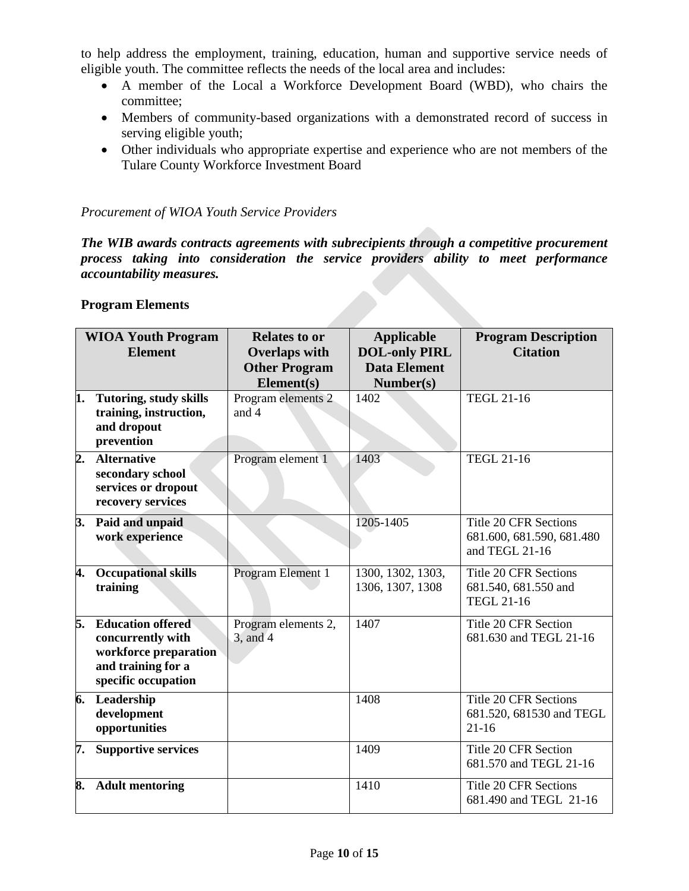to help address the employment, training, education, human and supportive service needs of eligible youth. The committee reflects the needs of the local area and includes:

- A member of the Local a Workforce Development Board (WBD), who chairs the committee;
- Members of community-based organizations with a demonstrated record of success in serving eligible youth;
- Other individuals who appropriate expertise and experience who are not members of the Tulare County Workforce Investment Board

*Procurement of WIOA Youth Service Providers*

***The WIB awards contracts agreements with subrecipients through a competitive procurement process taking into consideration the service providers ability to meet performance accountability measures.***

**Program Elements**

| WIOA Youth Program Element | Relates to or Overlaps with Other Program Element(s) | Applicable DOL-only PIRL Data Element Number(s) | Program Description Citation |
|---|---|---|---|
| **1. Tutoring, study skills training, instruction, and dropout prevention** | Program elements 2 and 4 | 1402 | TEGL 21-16 |
| **2. Alternative secondary school services or dropout recovery services** | Program element 1 | 1403 | TEGL 21-16 |
| **3. Paid and unpaid work experience** | | 1205-1405 | Title 20 CFR Sections 681.600, 681.590, 681.480 and TEGL 21-16 |
| **4. Occupational skills training** | Program Element 1 | 1300, 1302, 1303, 1306, 1307, 1308 | Title 20 CFR Sections 681.540, 681.550 and TEGL 21-16 |
| **5. Education offered concurrently with workforce preparation and training for a specific occupation** | Program elements 2, 3, and 4 | 1407 | Title 20 CFR Section 681.630 and TEGL 21-16 |
| **6. Leadership development opportunities** | | 1408 | Title 20 CFR Sections 681.520, 681530 and TEGL 21-16 |
| **7. Supportive services** | | 1409 | Title 20 CFR Section 681.570 and TEGL 21-16 |
| **8. Adult mentoring** | | 1410 | Title 20 CFR Sections 681.490 and TEGL 21-16 |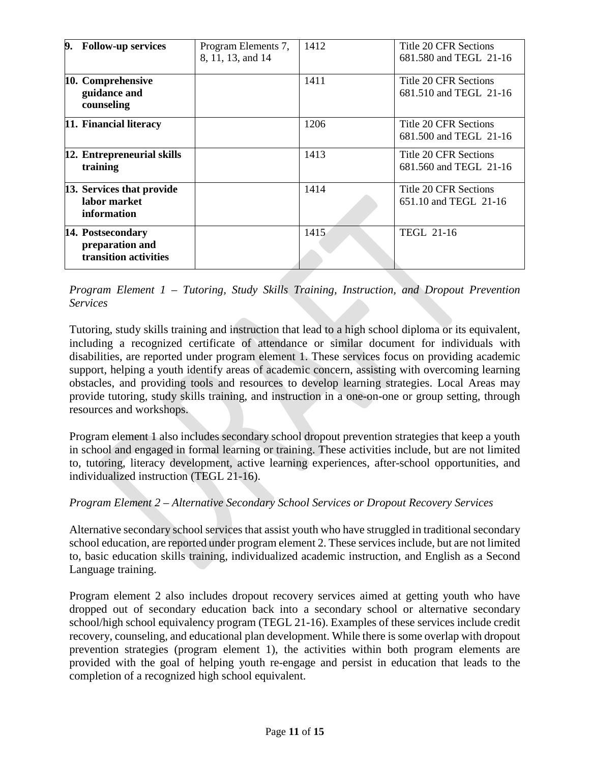| | | | |
|---|---|---|---|
| **9. Follow-up services** | Program Elements 7, 8, 11, 13, and 14 | 1412 | Title 20 CFR Sections 681.580 and TEGL 21-16 |
| **10. Comprehensive guidance and counseling** | | 1411 | Title 20 CFR Sections 681.510 and TEGL 21-16 |
| **11. Financial literacy** | | 1206 | Title 20 CFR Sections 681.500 and TEGL 21-16 |
| **12. Entrepreneurial skills training** | | 1413 | Title 20 CFR Sections 681.560 and TEGL 21-16 |
| **13. Services that provide labor market information** | | 1414 | Title 20 CFR Sections 651.10 and TEGL 21-16 |
| **14. Postsecondary preparation and transition activities** | | 1415 | TEGL 21-16 |

*Program Element 1 – Tutoring, Study Skills Training, Instruction, and Dropout Prevention Services*

Tutoring, study skills training and instruction that lead to a high school diploma or its equivalent, including a recognized certificate of attendance or similar document for individuals with disabilities, are reported under program element 1. These services focus on providing academic support, helping a youth identify areas of academic concern, assisting with overcoming learning obstacles, and providing tools and resources to develop learning strategies. Local Areas may provide tutoring, study skills training, and instruction in a one-on-one or group setting, through resources and workshops.

Program element 1 also includes secondary school dropout prevention strategies that keep a youth in school and engaged in formal learning or training. These activities include, but are not limited to, tutoring, literacy development, active learning experiences, after-school opportunities, and individualized instruction (TEGL 21-16).

*Program Element 2 – Alternative Secondary School Services or Dropout Recovery Services*

Alternative secondary school services that assist youth who have struggled in traditional secondary school education, are reported under program element 2. These services include, but are not limited to, basic education skills training, individualized academic instruction, and English as a Second Language training.

Program element 2 also includes dropout recovery services aimed at getting youth who have dropped out of secondary education back into a secondary school or alternative secondary school/high school equivalency program (TEGL 21-16). Examples of these services include credit recovery, counseling, and educational plan development. While there is some overlap with dropout prevention strategies (program element 1), the activities within both program elements are provided with the goal of helping youth re-engage and persist in education that leads to the completion of a recognized high school equivalent.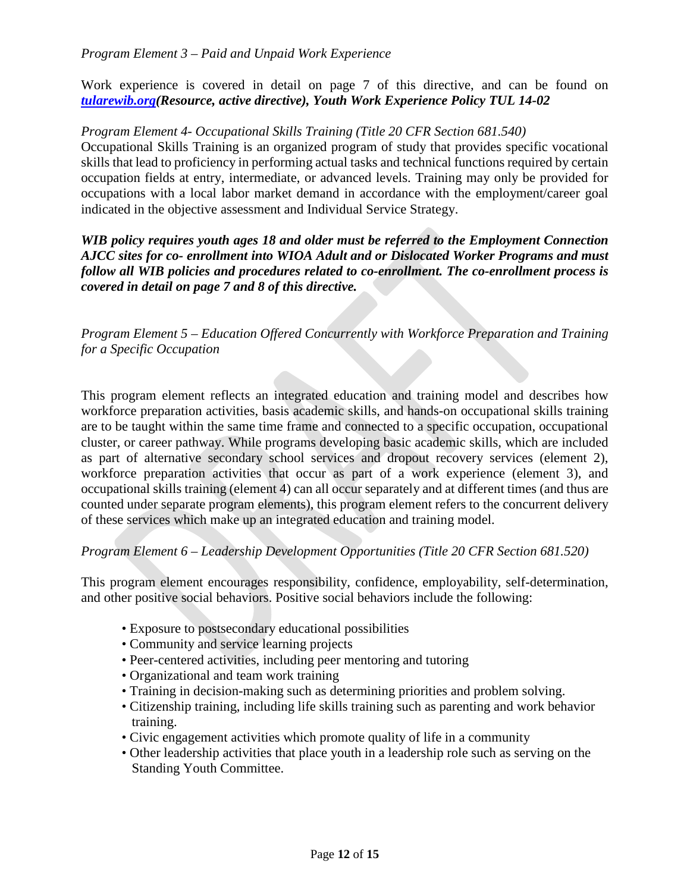*Program Element 3 – Paid and Unpaid Work Experience*

Work experience is covered in detail on page 7 of this directive, and can be found on ***tularewib.org*(Resource, active directive), Youth Work Experience Policy TUL 14-02**

*Program Element 4- Occupational Skills Training (Title 20 CFR Section 681.540)*
Occupational Skills Training is an organized program of study that provides specific vocational skills that lead to proficiency in performing actual tasks and technical functions required by certain occupation fields at entry, intermediate, or advanced levels. Training may only be provided for occupations with a local labor market demand in accordance with the employment/career goal indicated in the objective assessment and Individual Service Strategy.

***WIB policy requires youth ages 18 and older must be referred to the Employment Connection AJCC sites for co- enrollment into WIOA Adult and or Dislocated Worker Programs and must follow all WIB policies and procedures related to co-enrollment. The co-enrollment process is covered in detail on page 7 and 8 of this directive.***

*Program Element 5 – Education Offered Concurrently with Workforce Preparation and Training for a Specific Occupation*

This program element reflects an integrated education and training model and describes how workforce preparation activities, basis academic skills, and hands-on occupational skills training are to be taught within the same time frame and connected to a specific occupation, occupational cluster, or career pathway. While programs developing basic academic skills, which are included as part of alternative secondary school services and dropout recovery services (element 2), workforce preparation activities that occur as part of a work experience (element 3), and occupational skills training (element 4) can all occur separately and at different times (and thus are counted under separate program elements), this program element refers to the concurrent delivery of these services which make up an integrated education and training model.

*Program Element 6 – Leadership Development Opportunities (Title 20 CFR Section 681.520)*

This program element encourages responsibility, confidence, employability, self-determination, and other positive social behaviors. Positive social behaviors include the following:

- Exposure to postsecondary educational possibilities
- Community and service learning projects
- Peer-centered activities, including peer mentoring and tutoring
- Organizational and team work training
- Training in decision-making such as determining priorities and problem solving.
- Citizenship training, including life skills training such as parenting and work behavior training.
- Civic engagement activities which promote quality of life in a community
- Other leadership activities that place youth in a leadership role such as serving on the Standing Youth Committee.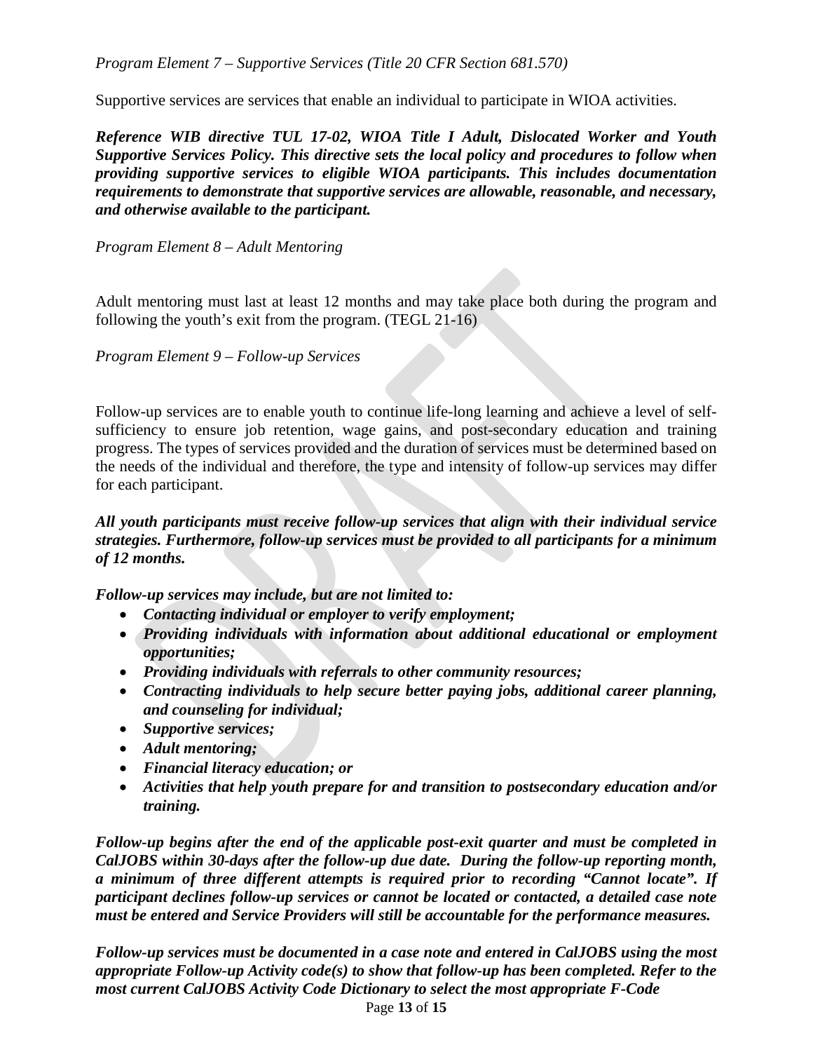*Program Element 7 – Supportive Services (Title 20 CFR Section 681.570)*

Supportive services are services that enable an individual to participate in WIOA activities.

***Reference WIB directive TUL 17-02, WIOA Title I Adult, Dislocated Worker and Youth Supportive Services Policy. This directive sets the local policy and procedures to follow when providing supportive services to eligible WIOA participants. This includes documentation requirements to demonstrate that supportive services are allowable, reasonable, and necessary, and otherwise available to the participant.***

*Program Element 8 – Adult Mentoring*

Adult mentoring must last at least 12 months and may take place both during the program and following the youth's exit from the program. (TEGL 21-16)

*Program Element 9 – Follow-up Services*

Follow-up services are to enable youth to continue life-long learning and achieve a level of self-sufficiency to ensure job retention, wage gains, and post-secondary education and training progress. The types of services provided and the duration of services must be determined based on the needs of the individual and therefore, the type and intensity of follow-up services may differ for each participant.

***All youth participants must receive follow-up services that align with their individual service strategies. Furthermore, follow-up services must be provided to all participants for a minimum of 12 months.***

***Follow-up services may include, but are not limited to:***

- ***Contacting individual or employer to verify employment;***
- ***Providing individuals with information about additional educational or employment opportunities;***
- ***Providing individuals with referrals to other community resources;***
- ***Contracting individuals to help secure better paying jobs, additional career planning, and counseling for individual;***
- ***Supportive services;***
- ***Adult mentoring;***
- ***Financial literacy education; or***
- ***Activities that help youth prepare for and transition to postsecondary education and/or training.***

***Follow-up begins after the end of the applicable post-exit quarter and must be completed in CalJOBS within 30-days after the follow-up due date. During the follow-up reporting month, a minimum of three different attempts is required prior to recording "Cannot locate". If participant declines follow-up services or cannot be located or contacted, a detailed case note must be entered and Service Providers will still be accountable for the performance measures.***

***Follow-up services must be documented in a case note and entered in CalJOBS using the most appropriate Follow-up Activity code(s) to show that follow-up has been completed. Refer to the most current CalJOBS Activity Code Dictionary to select the most appropriate F-Code***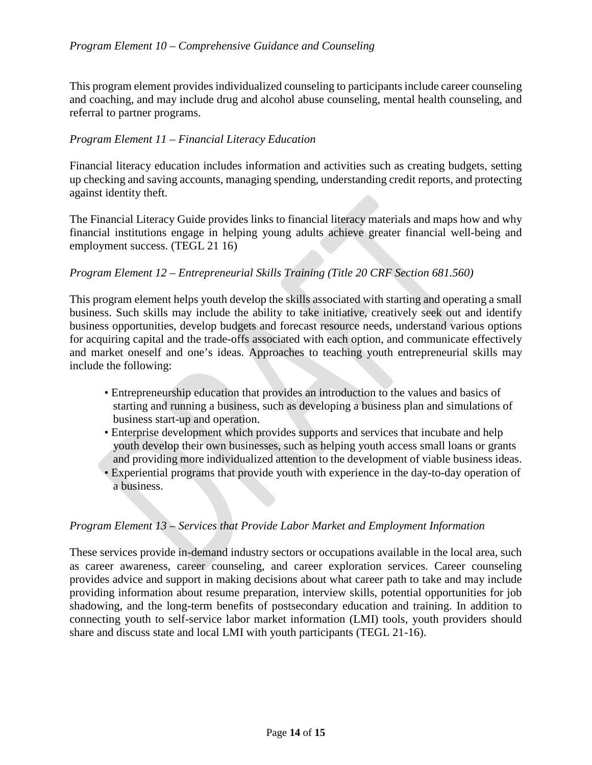*Program Element 10 – Comprehensive Guidance and Counseling*

This program element provides individualized counseling to participants include career counseling and coaching, and may include drug and alcohol abuse counseling, mental health counseling, and referral to partner programs.

*Program Element 11 – Financial Literacy Education*

Financial literacy education includes information and activities such as creating budgets, setting up checking and saving accounts, managing spending, understanding credit reports, and protecting against identity theft.

The Financial Literacy Guide provides links to financial literacy materials and maps how and why financial institutions engage in helping young adults achieve greater financial well-being and employment success. (TEGL 21 16)

*Program Element 12 – Entrepreneurial Skills Training (Title 20 CRF Section 681.560)*

This program element helps youth develop the skills associated with starting and operating a small business. Such skills may include the ability to take initiative, creatively seek out and identify business opportunities, develop budgets and forecast resource needs, understand various options for acquiring capital and the trade-offs associated with each option, and communicate effectively and market oneself and one's ideas. Approaches to teaching youth entrepreneurial skills may include the following:

- Entrepreneurship education that provides an introduction to the values and basics of starting and running a business, such as developing a business plan and simulations of business start-up and operation.
- Enterprise development which provides supports and services that incubate and help youth develop their own businesses, such as helping youth access small loans or grants and providing more individualized attention to the development of viable business ideas.
- Experiential programs that provide youth with experience in the day-to-day operation of a business.

*Program Element 13 – Services that Provide Labor Market and Employment Information*

These services provide in-demand industry sectors or occupations available in the local area, such as career awareness, career counseling, and career exploration services. Career counseling provides advice and support in making decisions about what career path to take and may include providing information about resume preparation, interview skills, potential opportunities for job shadowing, and the long-term benefits of postsecondary education and training. In addition to connecting youth to self-service labor market information (LMI) tools, youth providers should share and discuss state and local LMI with youth participants (TEGL 21-16).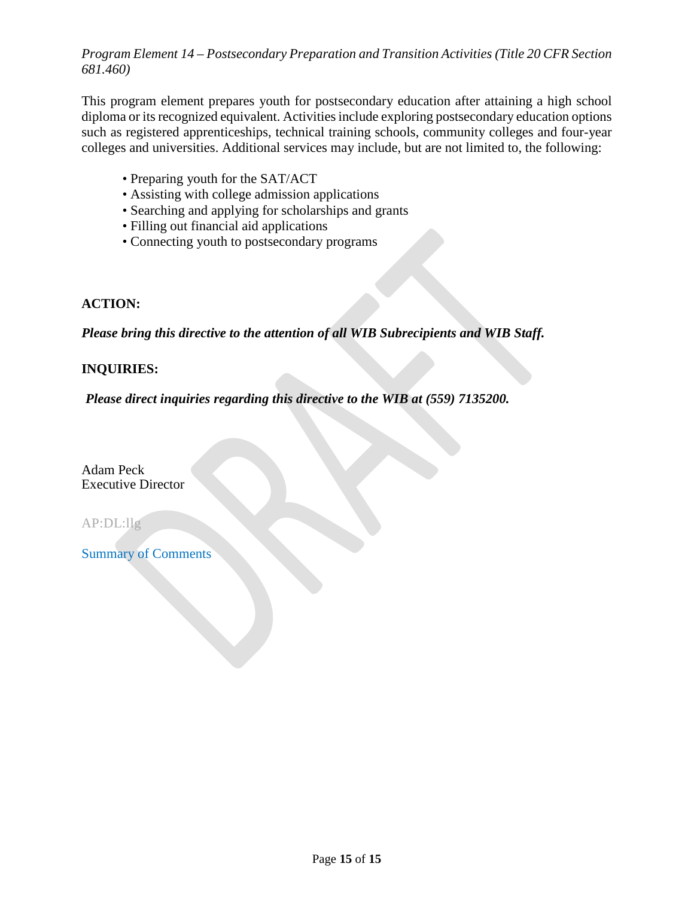*Program Element 14 – Postsecondary Preparation and Transition Activities (Title 20 CFR Section 681.460)*

This program element prepares youth for postsecondary education after attaining a high school diploma or its recognized equivalent. Activities include exploring postsecondary education options such as registered apprenticeships, technical training schools, community colleges and four-year colleges and universities. Additional services may include, but are not limited to, the following:

- Preparing youth for the SAT/ACT
- Assisting with college admission applications
- Searching and applying for scholarships and grants
- Filling out financial aid applications
- Connecting youth to postsecondary programs

**ACTION:**

***Please bring this directive to the attention of all WIB Subrecipients and WIB Staff.***

**INQUIRIES:**

***Please direct inquiries regarding this directive to the WIB at (559) 7135200.***

Adam Peck
Executive Director

AP:DL:llg

Summary of Comments